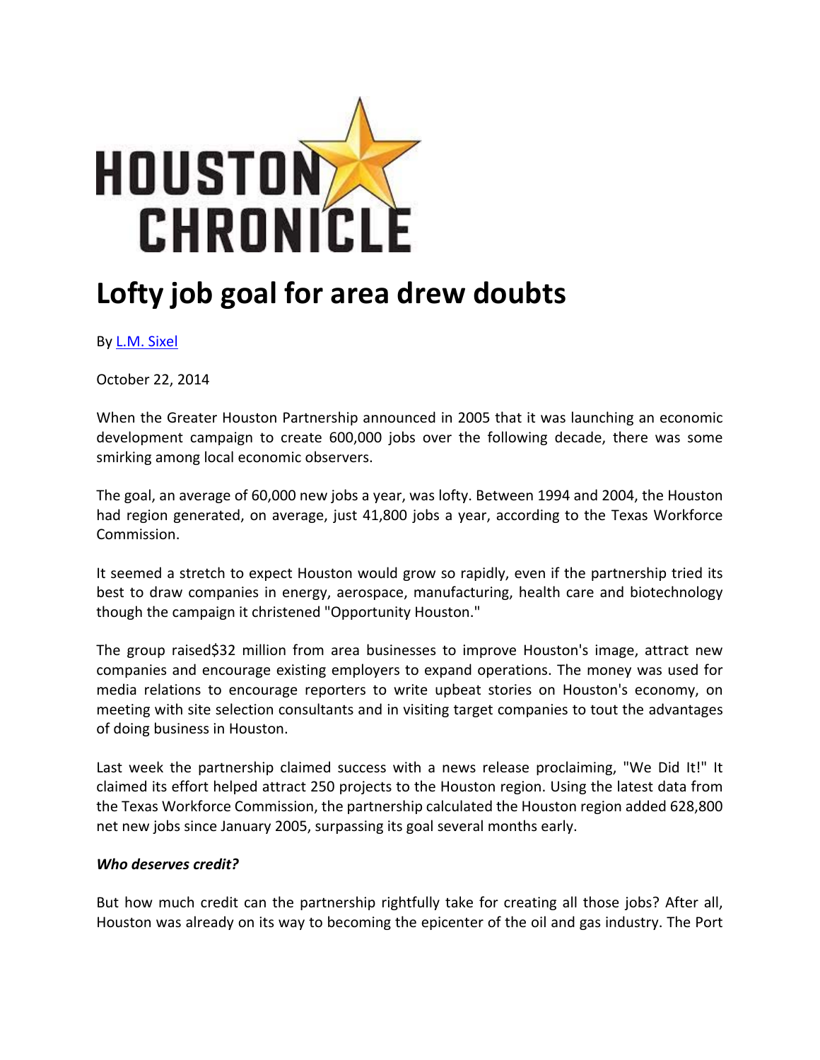HOUSTON CHRONICLE

# Lofty job goal for area drew doubts

By L.M. Sixel

October 22, 2014

When the Greater Houston Partnership announced in 2005 that it was launching an economic development campaign to create 600,000 jobs over the following decade, there was some smirking among local economic observers.

The goal, an average of 60,000 new jobs a year, was lofty. Between 1994 and 2004, the Houston had region generated, on average, just 41,800 jobs a year, according to the Texas Workforce Commission.

It seemed a stretch to expect Houston would grow so rapidly, even if the partnership tried its best to draw companies in energy, aerospace, manufacturing, health care and biotechnology though the campaign it christened "Opportunity Houston."

The group raised$32 million from area businesses to improve Houston's image, attract new companies and encourage existing employers to expand operations. The money was used for media relations to encourage reporters to write upbeat stories on Houston's economy, on meeting with site selection consultants and in visiting target companies to tout the advantages of doing business in Houston.

Last week the partnership claimed success with a news release proclaiming, "We Did It!" It claimed its effort helped attract 250 projects to the Houston region. Using the latest data from the Texas Workforce Commission, the partnership calculated the Houston region added 628,800 net new jobs since January 2005, surpassing its goal several months early.

***Who deserves credit?***

But how much credit can the partnership rightfully take for creating all those jobs? After all, Houston was already on its way to becoming the epicenter of the oil and gas industry. The Port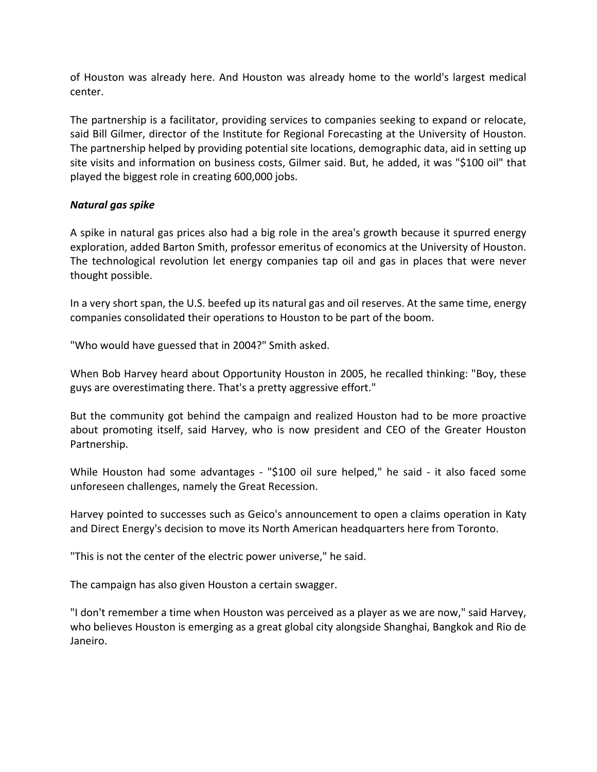of Houston was already here. And Houston was already home to the world's largest medical center.

The partnership is a facilitator, providing services to companies seeking to expand or relocate, said Bill Gilmer, director of the Institute for Regional Forecasting at the University of Houston. The partnership helped by providing potential site locations, demographic data, aid in setting up site visits and information on business costs, Gilmer said. But, he added, it was "$100 oil" that played the biggest role in creating 600,000 jobs.

***Natural gas spike***

A spike in natural gas prices also had a big role in the area's growth because it spurred energy exploration, added Barton Smith, professor emeritus of economics at the University of Houston. The technological revolution let energy companies tap oil and gas in places that were never thought possible.

In a very short span, the U.S. beefed up its natural gas and oil reserves. At the same time, energy companies consolidated their operations to Houston to be part of the boom.

"Who would have guessed that in 2004?" Smith asked.

When Bob Harvey heard about Opportunity Houston in 2005, he recalled thinking: "Boy, these guys are overestimating there. That's a pretty aggressive effort."

But the community got behind the campaign and realized Houston had to be more proactive about promoting itself, said Harvey, who is now president and CEO of the Greater Houston Partnership.

While Houston had some advantages - "$100 oil sure helped," he said - it also faced some unforeseen challenges, namely the Great Recession.

Harvey pointed to successes such as Geico's announcement to open a claims operation in Katy and Direct Energy's decision to move its North American headquarters here from Toronto.

"This is not the center of the electric power universe," he said.

The campaign has also given Houston a certain swagger.

"I don't remember a time when Houston was perceived as a player as we are now," said Harvey, who believes Houston is emerging as a great global city alongside Shanghai, Bangkok and Rio de Janeiro.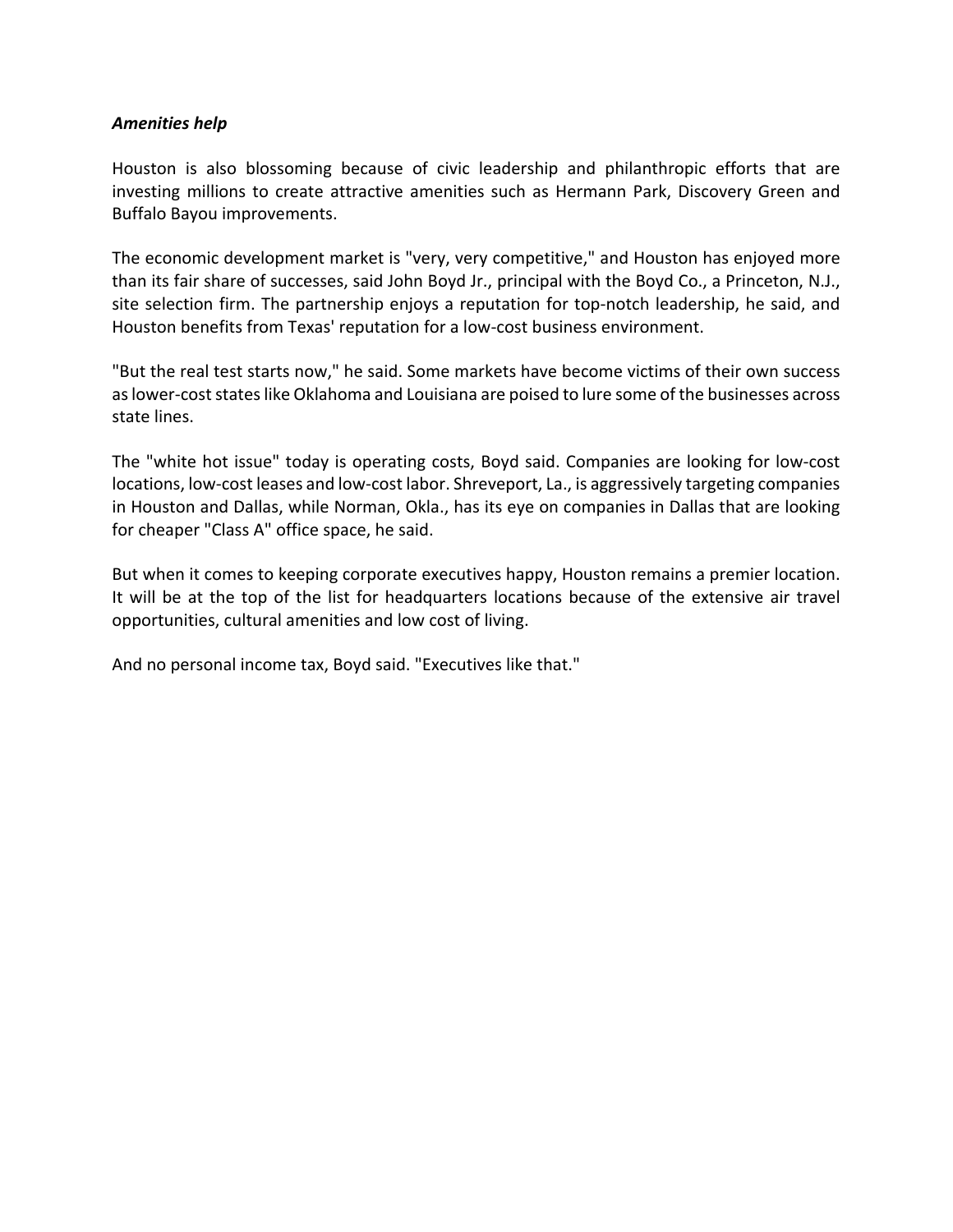***Amenities help***

Houston is also blossoming because of civic leadership and philanthropic efforts that are investing millions to create attractive amenities such as Hermann Park, Discovery Green and Buffalo Bayou improvements.

The economic development market is "very, very competitive," and Houston has enjoyed more than its fair share of successes, said John Boyd Jr., principal with the Boyd Co., a Princeton, N.J., site selection firm. The partnership enjoys a reputation for top-notch leadership, he said, and Houston benefits from Texas' reputation for a low-cost business environment.

"But the real test starts now," he said. Some markets have become victims of their own success as lower-cost states like Oklahoma and Louisiana are poised to lure some of the businesses across state lines.

The "white hot issue" today is operating costs, Boyd said. Companies are looking for low-cost locations, low-cost leases and low-cost labor. Shreveport, La., is aggressively targeting companies in Houston and Dallas, while Norman, Okla., has its eye on companies in Dallas that are looking for cheaper "Class A" office space, he said.

But when it comes to keeping corporate executives happy, Houston remains a premier location. It will be at the top of the list for headquarters locations because of the extensive air travel opportunities, cultural amenities and low cost of living.

And no personal income tax, Boyd said. "Executives like that."